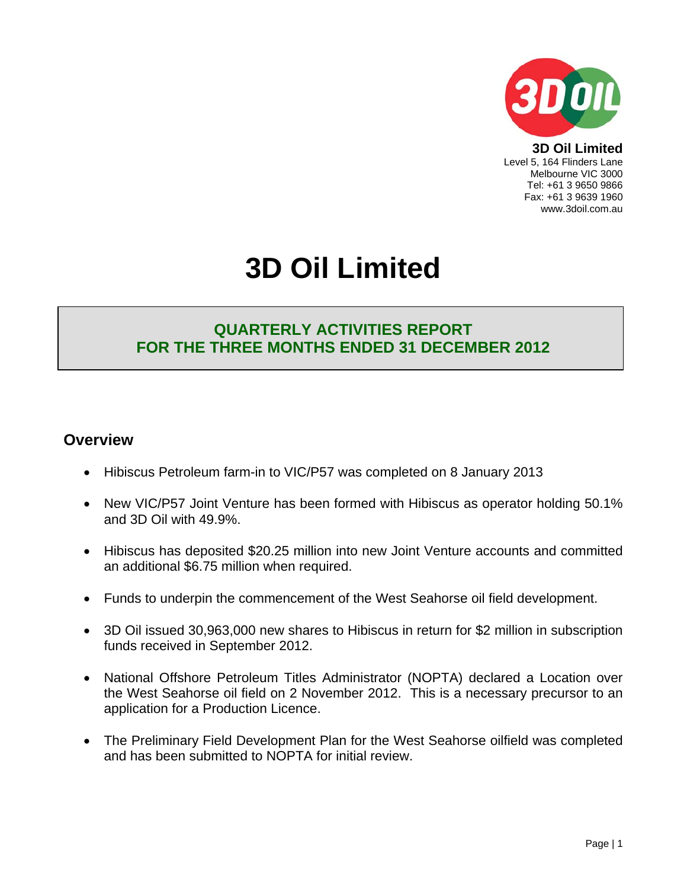**3D Oil Limited**
Level 5, 164 Flinders Lane
Melbourne VIC 3000
Tel: +61 3 9650 9866
Fax: +61 3 9639 1960
www.3doil.com.au

# 3D Oil Limited

## QUARTERLY ACTIVITIES REPORT FOR THE THREE MONTHS ENDED 31 DECEMBER 2012

## Overview

- Hibiscus Petroleum farm-in to VIC/P57 was completed on 8 January 2013
- New VIC/P57 Joint Venture has been formed with Hibiscus as operator holding 50.1% and 3D Oil with 49.9%.
- Hibiscus has deposited $20.25 million into new Joint Venture accounts and committed an additional $6.75 million when required.
- Funds to underpin the commencement of the West Seahorse oil field development.
- 3D Oil issued 30,963,000 new shares to Hibiscus in return for $2 million in subscription funds received in September 2012.
- National Offshore Petroleum Titles Administrator (NOPTA) declared a Location over the West Seahorse oil field on 2 November 2012. This is a necessary precursor to an application for a Production Licence.
- The Preliminary Field Development Plan for the West Seahorse oilfield was completed and has been submitted to NOPTA for initial review.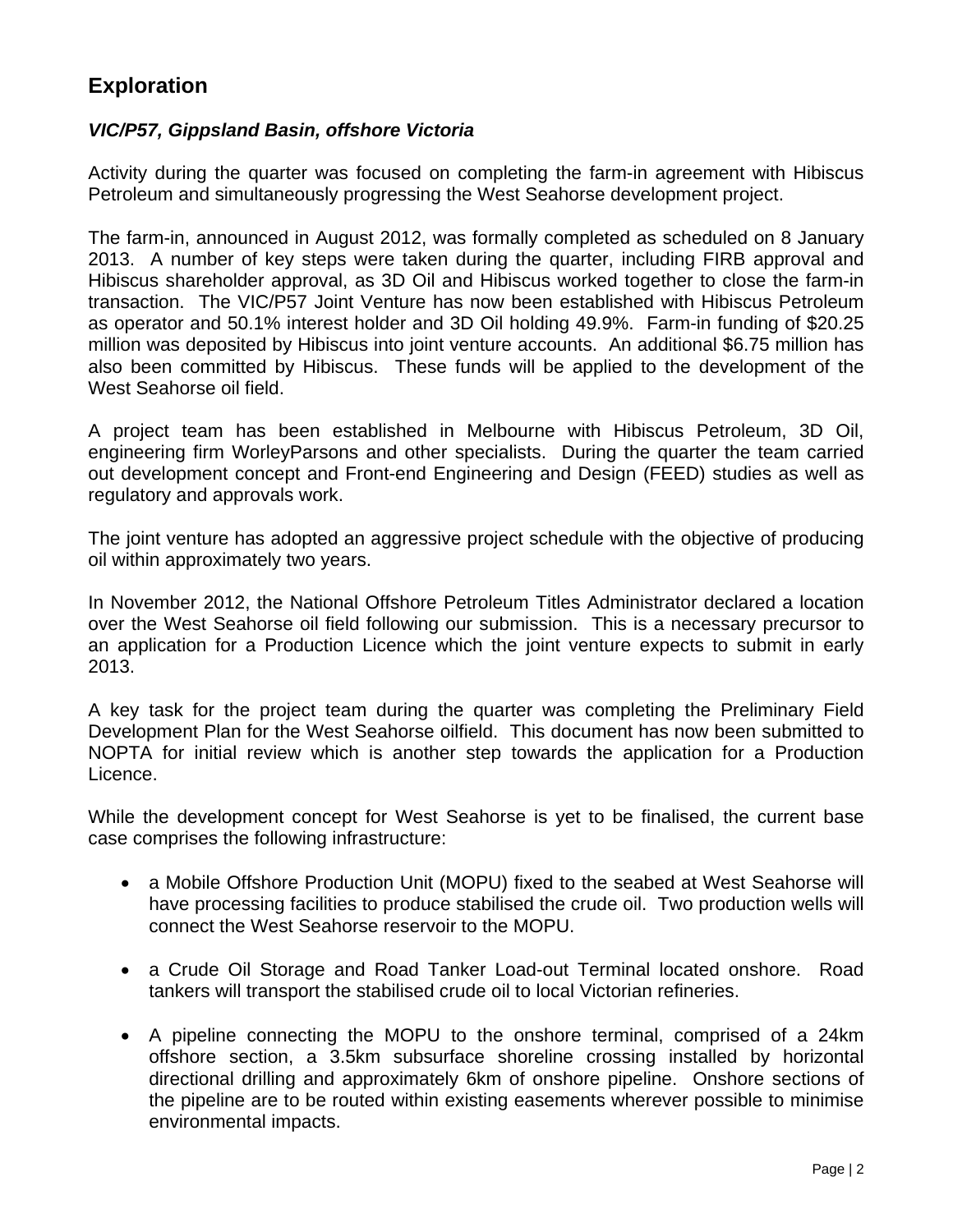## Exploration

### *VIC/P57, Gippsland Basin, offshore Victoria*

Activity during the quarter was focused on completing the farm-in agreement with Hibiscus Petroleum and simultaneously progressing the West Seahorse development project.

The farm-in, announced in August 2012, was formally completed as scheduled on 8 January 2013. A number of key steps were taken during the quarter, including FIRB approval and Hibiscus shareholder approval, as 3D Oil and Hibiscus worked together to close the farm-in transaction. The VIC/P57 Joint Venture has now been established with Hibiscus Petroleum as operator and 50.1% interest holder and 3D Oil holding 49.9%. Farm-in funding of $20.25 million was deposited by Hibiscus into joint venture accounts. An additional $6.75 million has also been committed by Hibiscus. These funds will be applied to the development of the West Seahorse oil field.

A project team has been established in Melbourne with Hibiscus Petroleum, 3D Oil, engineering firm WorleyParsons and other specialists. During the quarter the team carried out development concept and Front-end Engineering and Design (FEED) studies as well as regulatory and approvals work.

The joint venture has adopted an aggressive project schedule with the objective of producing oil within approximately two years.

In November 2012, the National Offshore Petroleum Titles Administrator declared a location over the West Seahorse oil field following our submission. This is a necessary precursor to an application for a Production Licence which the joint venture expects to submit in early 2013.

A key task for the project team during the quarter was completing the Preliminary Field Development Plan for the West Seahorse oilfield. This document has now been submitted to NOPTA for initial review which is another step towards the application for a Production Licence.

While the development concept for West Seahorse is yet to be finalised, the current base case comprises the following infrastructure:

- a Mobile Offshore Production Unit (MOPU) fixed to the seabed at West Seahorse will have processing facilities to produce stabilised the crude oil. Two production wells will connect the West Seahorse reservoir to the MOPU.

- a Crude Oil Storage and Road Tanker Load-out Terminal located onshore. Road tankers will transport the stabilised crude oil to local Victorian refineries.

- A pipeline connecting the MOPU to the onshore terminal, comprised of a 24km offshore section, a 3.5km subsurface shoreline crossing installed by horizontal directional drilling and approximately 6km of onshore pipeline. Onshore sections of the pipeline are to be routed within existing easements wherever possible to minimise environmental impacts.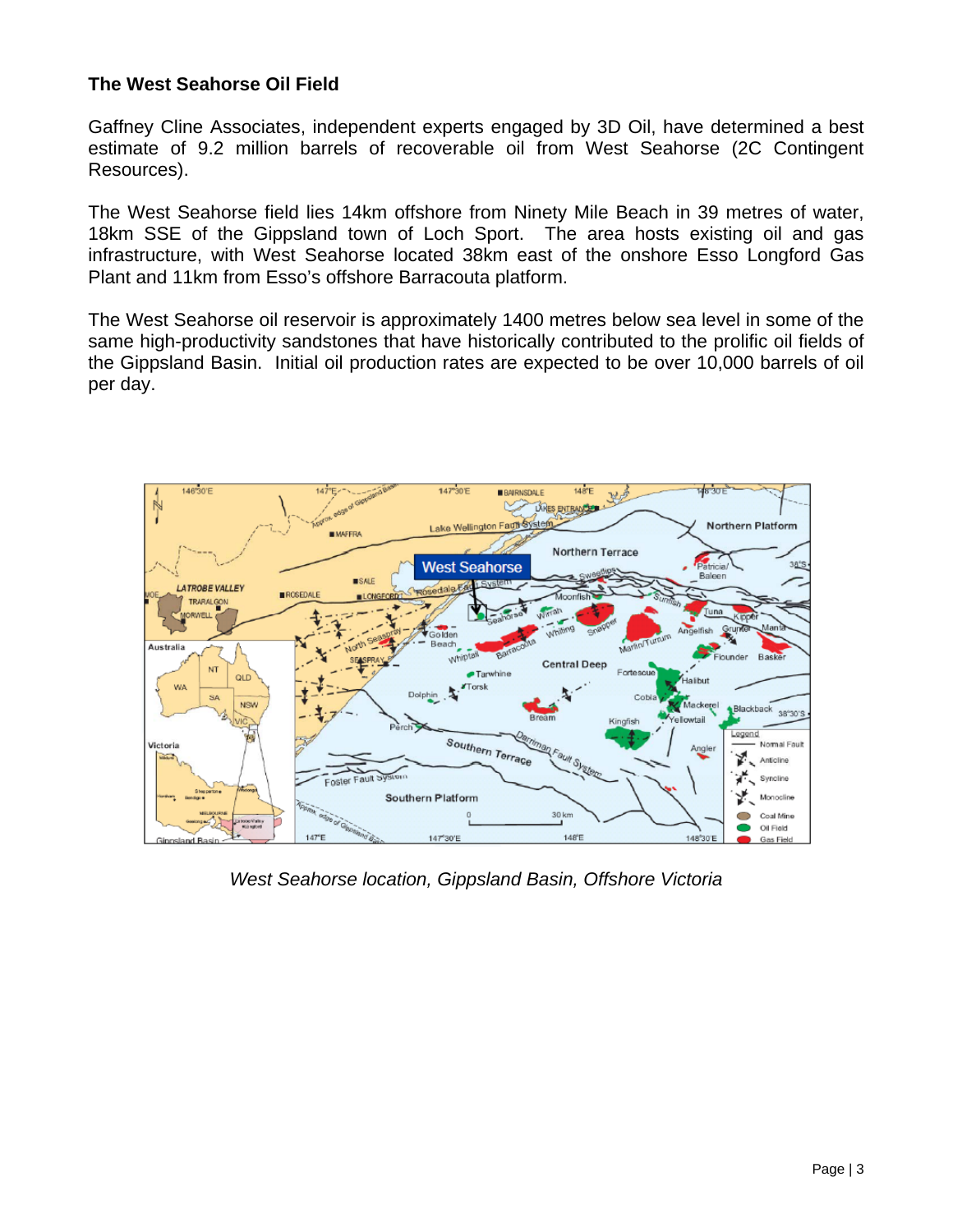## The West Seahorse Oil Field

Gaffney Cline Associates, independent experts engaged by 3D Oil, have determined a best estimate of 9.2 million barrels of recoverable oil from West Seahorse (2C Contingent Resources).

The West Seahorse field lies 14km offshore from Ninety Mile Beach in 39 metres of water, 18km SSE of the Gippsland town of Loch Sport. The area hosts existing oil and gas infrastructure, with West Seahorse located 38km east of the onshore Esso Longford Gas Plant and 11km from Esso's offshore Barracouta platform.

The West Seahorse oil reservoir is approximately 1400 metres below sea level in some of the same high-productivity sandstones that have historically contributed to the prolific oil fields of the Gippsland Basin. Initial oil production rates are expected to be over 10,000 barrels of oil per day.

*West Seahorse location, Gippsland Basin, Offshore Victoria*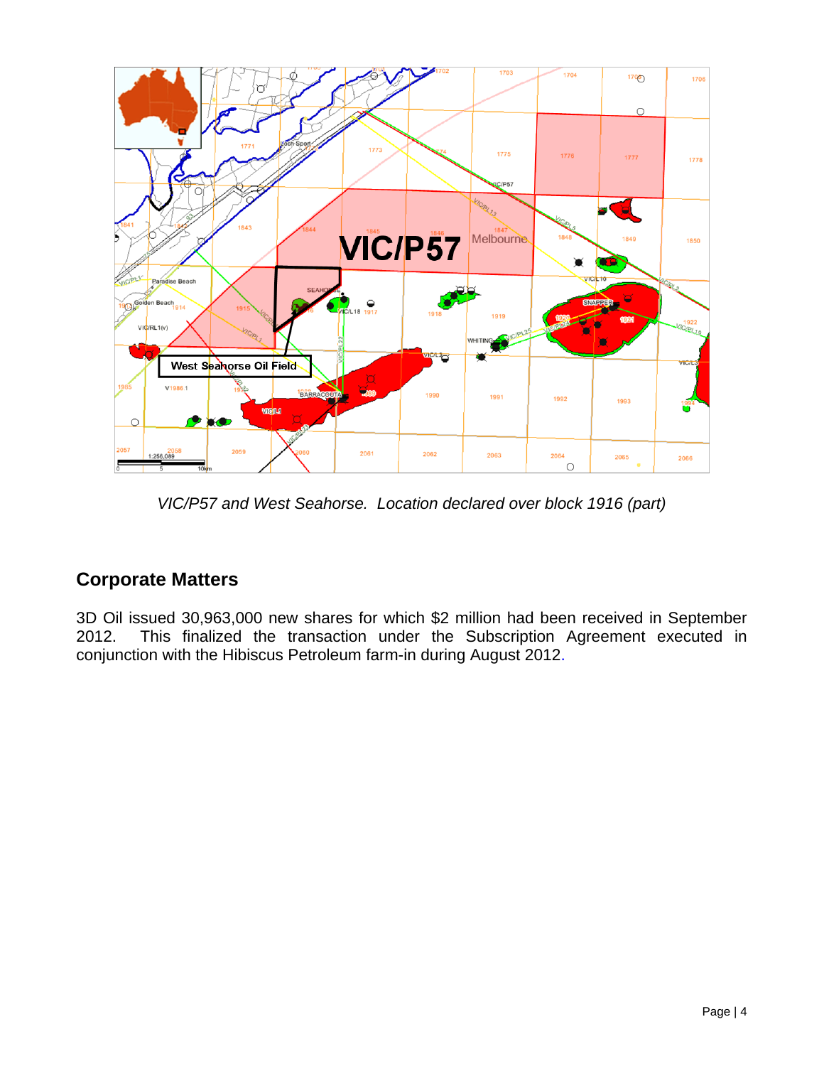*VIC/P57 and West Seahorse.  Location declared over block 1916 (part)*

## Corporate Matters

3D Oil issued 30,963,000 new shares for which $2 million had been received in September 2012. This finalized the transaction under the Subscription Agreement executed in conjunction with the Hibiscus Petroleum farm-in during August 2012.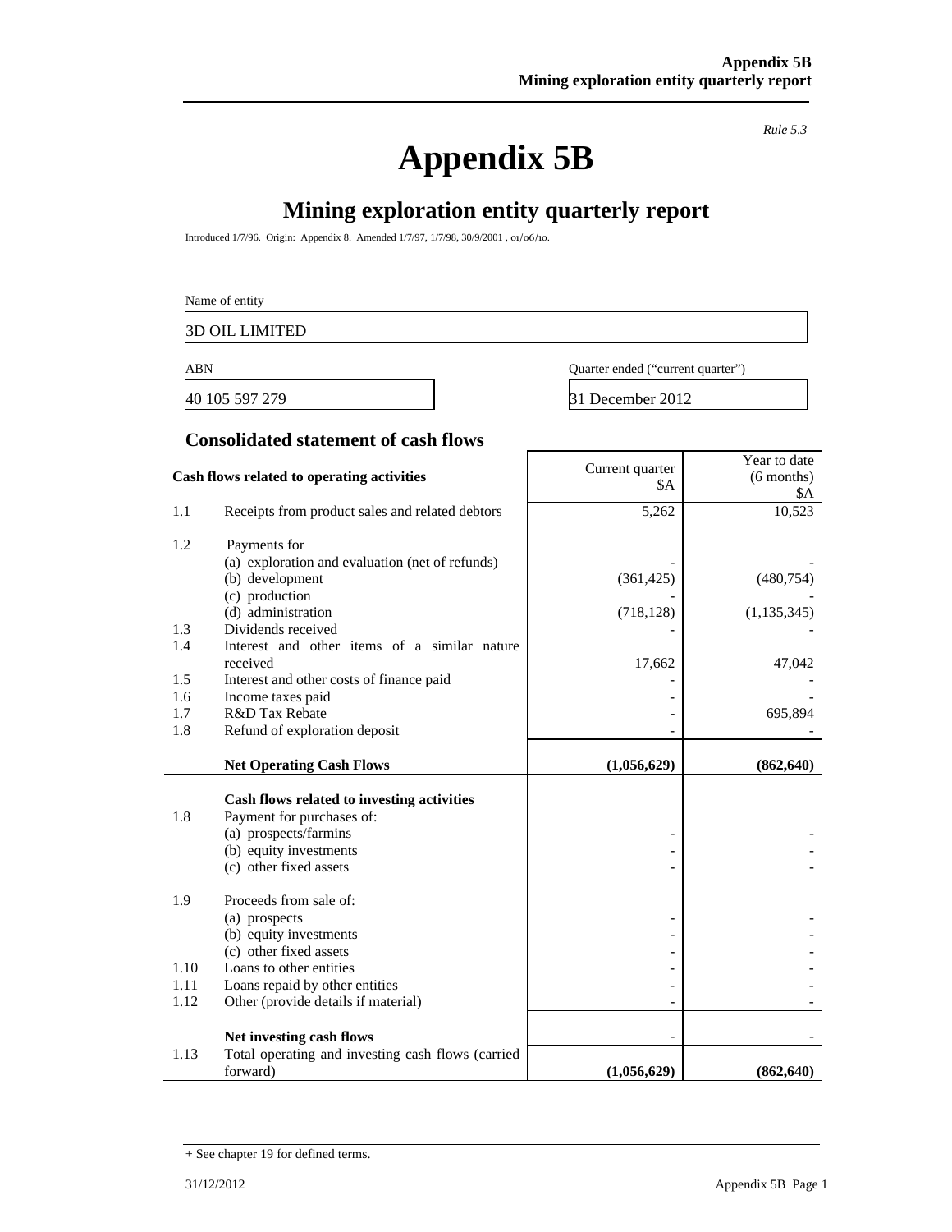*Rule 5.3*

# Appendix 5B

## Mining exploration entity quarterly report

Introduced 1/7/96. Origin: Appendix 8. Amended 1/7/97, 1/7/98, 30/9/2001, 01/06/10.

| Name of entity |
|---|
| 3D OIL LIMITED |

| ABN | Quarter ended ("current quarter") |
|---|---|
| 40 105 597 279 | 31 December 2012 |

### Consolidated statement of cash flows

| | Cash flows related to operating activities | Current quarter $A | Year to date (6 months) $A |
|---|---|---|---|
| 1.1 | Receipts from product sales and related debtors | 5,262 | 10,523 |
| 1.2 | Payments for | | |
| | (a) exploration and evaluation (net of refunds) | - | - |
| | (b) development | (361,425) | (480,754) |
| | (c) production | - | - |
| | (d) administration | (718,128) | (1,135,345) |
| 1.3 | Dividends received | - | - |
| 1.4 | Interest and other items of a similar nature received | 17,662 | 47,042 |
| 1.5 | Interest and other costs of finance paid | - | - |
| 1.6 | Income taxes paid | - | - |
| 1.7 | R&D Tax Rebate | - | 695,894 |
| 1.8 | Refund of exploration deposit | - | - |
| | **Net Operating Cash Flows** | **(1,056,629)** | **(862,640)** |
| | **Cash flows related to investing activities** | | |
| 1.8 | Payment for purchases of: | | |
| | (a) prospects/farmins | - | - |
| | (b) equity investments | - | - |
| | (c) other fixed assets | - | - |
| 1.9 | Proceeds from sale of: | | |
| | (a) prospects | - | - |
| | (b) equity investments | - | - |
| | (c) other fixed assets | - | - |
| 1.10 | Loans to other entities | - | - |
| 1.11 | Loans repaid by other entities | - | - |
| 1.12 | Other (provide details if material) | - | - |
| | **Net investing cash flows** | - | - |
| 1.13 | Total operating and investing cash flows (carried forward) | **(1,056,629)** | **(862,640)** |

+ See chapter 19 for defined terms.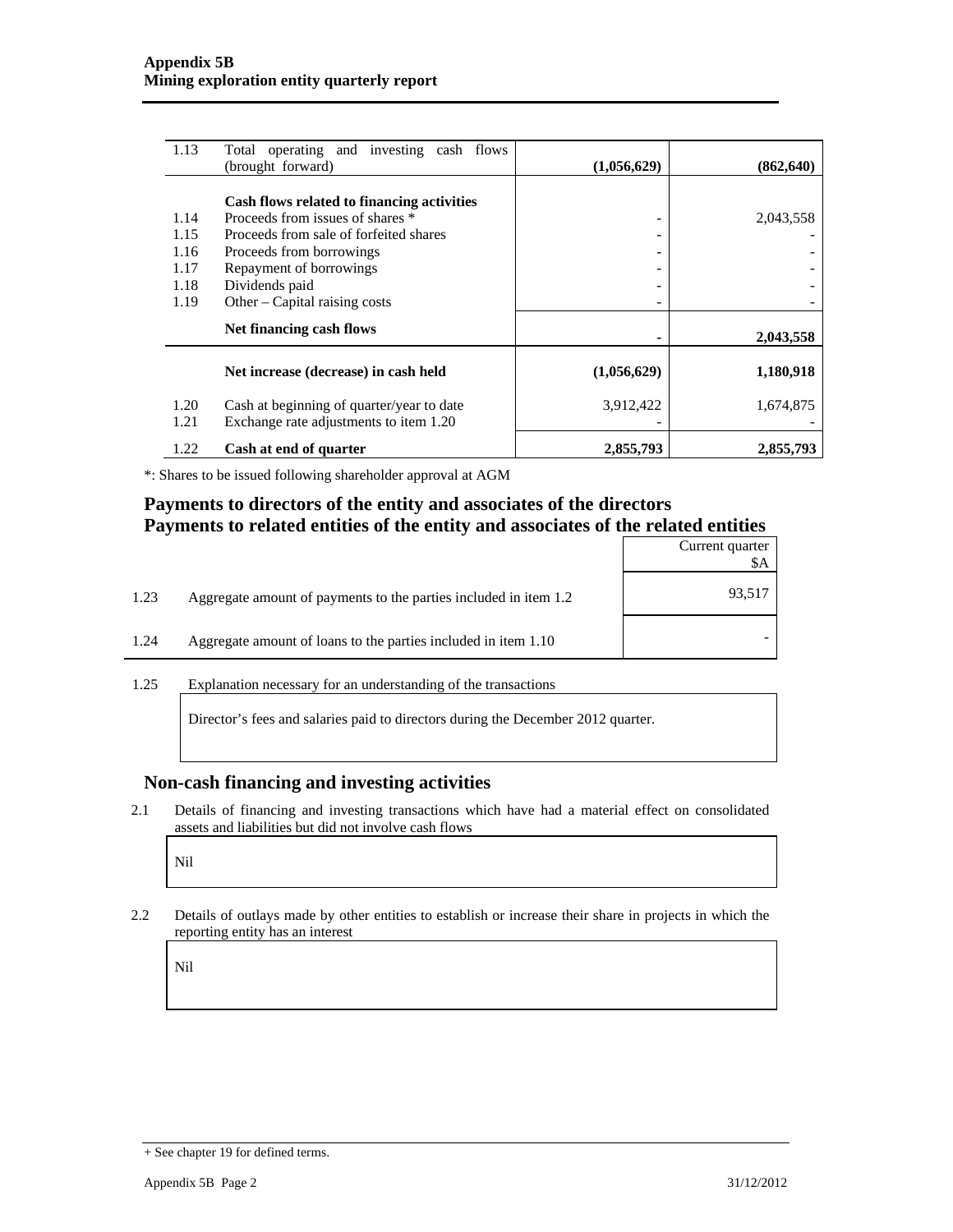| | | | |
|---|---|---|---|
| 1.13 | Total operating and investing cash flows (brought forward) | **(1,056,629)** | **(862,640)** |
| | **Cash flows related to financing activities** | | |
| 1.14 | Proceeds from issues of shares * | - | 2,043,558 |
| 1.15 | Proceeds from sale of forfeited shares | - | - |
| 1.16 | Proceeds from borrowings | - | - |
| 1.17 | Repayment of borrowings | - | - |
| 1.18 | Dividends paid | - | - |
| 1.19 | Other – Capital raising costs | - | - |
| | **Net financing cash flows** | **-** | **2,043,558** |
| | **Net increase (decrease) in cash held** | **(1,056,629)** | **1,180,918** |
| 1.20 | Cash at beginning of quarter/year to date | 3,912,422 | 1,674,875 |
| 1.21 | Exchange rate adjustments to item 1.20 | - | - |
| 1.22 | **Cash at end of quarter** | **2,855,793** | **2,855,793** |

*: Shares to be issued following shareholder approval at AGM

## Payments to directors of the entity and associates of the directors Payments to related entities of the entity and associates of the related entities

| | | Current quarter $A |
|---|---|---|
| 1.23 | Aggregate amount of payments to the parties included in item 1.2 | 93,517 |
| 1.24 | Aggregate amount of loans to the parties included in item 1.10 | - |

1.25 Explanation necessary for an understanding of the transactions

Director's fees and salaries paid to directors during the December 2012 quarter.

## Non-cash financing and investing activities

2.1 Details of financing and investing transactions which have had a material effect on consolidated assets and liabilities but did not involve cash flows

Nil

2.2 Details of outlays made by other entities to establish or increase their share in projects in which the reporting entity has an interest

Nil

+ See chapter 19 for defined terms.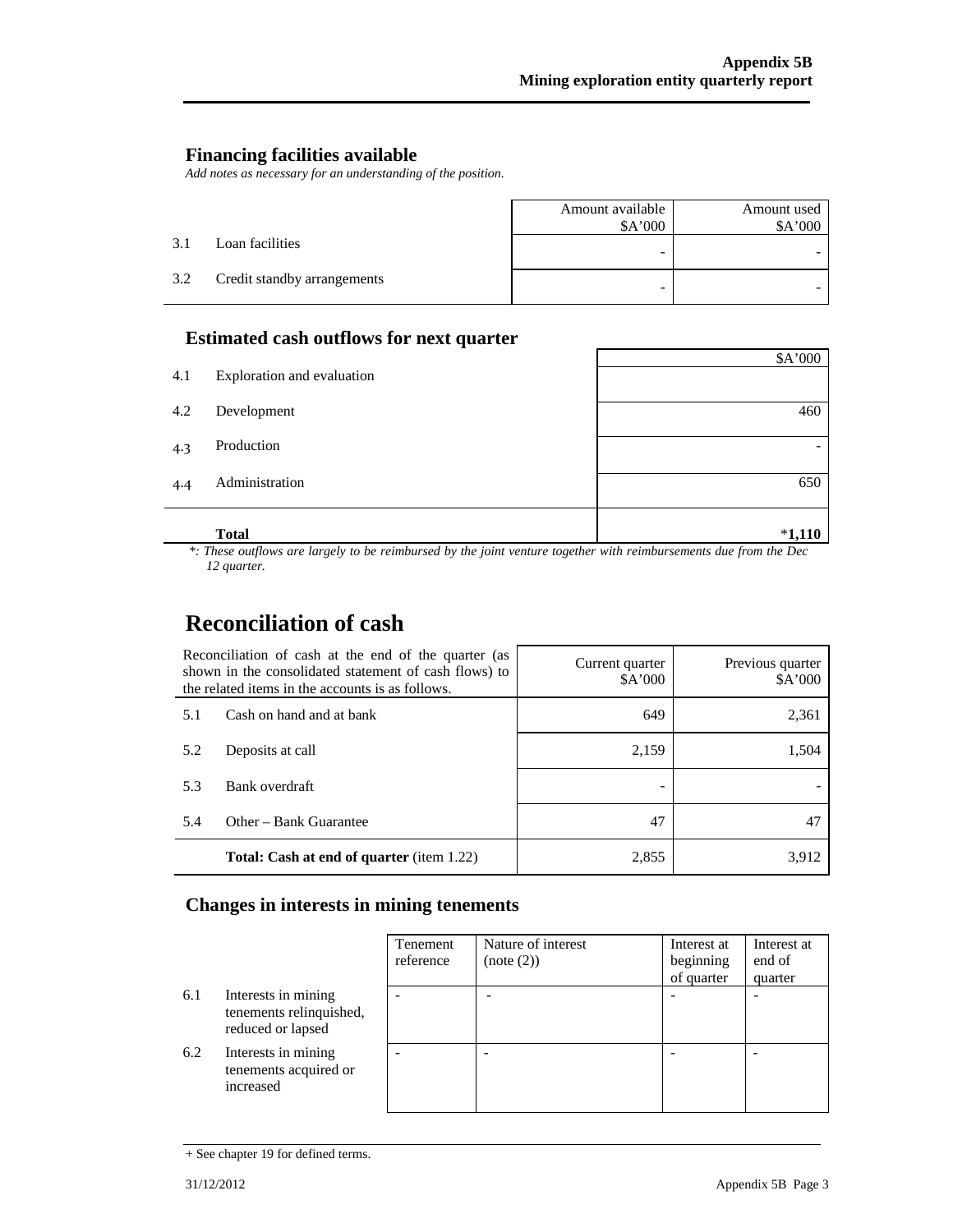## Financing facilities available

*Add notes as necessary for an understanding of the position.*

| | | Amount available $A'000 | Amount used $A'000 |
|---|---|---|---|
| 3.1 | Loan facilities | - | - |
| 3.2 | Credit standby arrangements | - | - |

## Estimated cash outflows for next quarter

| | | $A'000 |
|---|---|---|
| 4.1 | Exploration and evaluation | |
| 4.2 | Development | 460 |
| 4.3 | Production | - |
| 4.4 | Administration | 650 |
| | **Total** | ***1,110** |

*\*: These outflows are largely to be reimbursed by the joint venture together with reimbursements due from the Dec 12 quarter.*

# Reconciliation of cash

| Reconciliation of cash at the end of the quarter (as shown in the consolidated statement of cash flows) to the related items in the accounts is as follows. | | Current quarter $A'000 | Previous quarter $A'000 |
|---|---|---|---|
| 5.1 | Cash on hand and at bank | 649 | 2,361 |
| 5.2 | Deposits at call | 2,159 | 1,504 |
| 5.3 | Bank overdraft | - | - |
| 5.4 | Other – Bank Guarantee | 47 | 47 |
| | **Total: Cash at end of quarter** (item 1.22) | 2,855 | 3,912 |

## Changes in interests in mining tenements

| | | Tenement reference | Nature of interest (note (2)) | Interest at beginning of quarter | Interest at end of quarter |
|---|---|---|---|---|---|
| 6.1 | Interests in mining tenements relinquished, reduced or lapsed | - | - | - | - |
| 6.2 | Interests in mining tenements acquired or increased | - | - | - | - |

+ See chapter 19 for defined terms.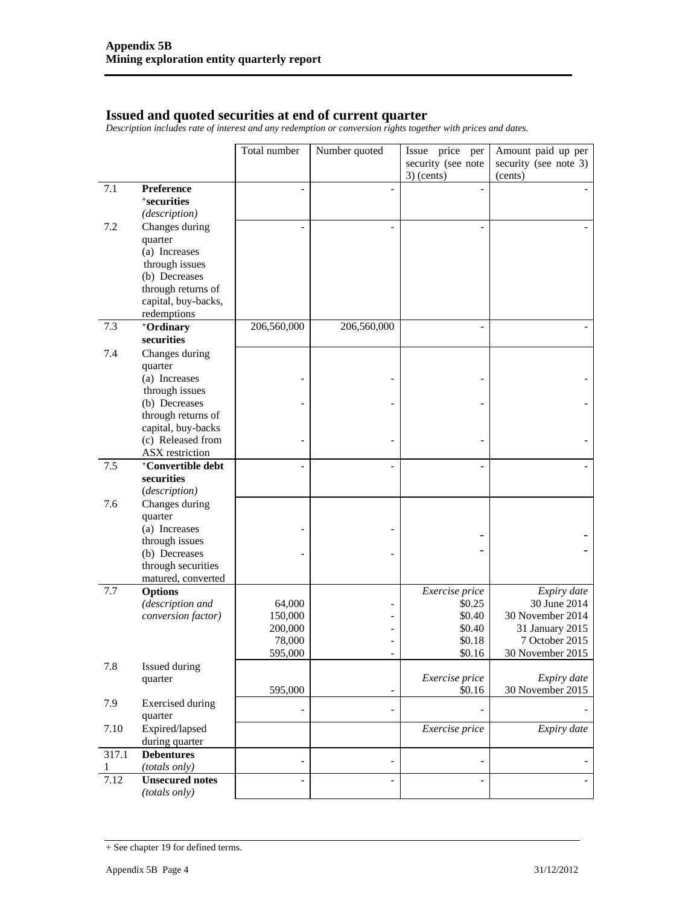## Issued and quoted securities at end of current quarter

*Description includes rate of interest and any redemption or conversion rights together with prices and dates.*

| | | Total number | Number quoted | Issue price per security (see note 3) (cents) | Amount paid up per security (see note 3) (cents) |
|---|---|---|---|---|---|
| 7.1 | **Preference +securities** *(description)* | - | - | - | - |
| 7.2 | Changes during quarter (a) Increases through issues (b) Decreases through returns of capital, buy-backs, redemptions | - | - | - | - |
| 7.3 | **+Ordinary securities** | 206,560,000 | 206,560,000 | - | - |
| 7.4 | Changes during quarter | | | | |
| | (a) Increases through issues | - | - | - | - |
| | (b) Decreases through returns of capital, buy-backs | - | - | - | - |
| | (c) Released from ASX restriction | - | - | - | - |
| 7.5 | **+Convertible debt securities** *(description)* | - | - | - | - |
| 7.6 | Changes during quarter | | | | |
| | (a) Increases through issues | - | - | - | - |
| | (b) Decreases through securities matured, converted | - | - | - | - |
| 7.7 | **Options** *(description and conversion factor)* | | | *Exercise price* | *Expiry date* |
| | | 64,000 | - | $0.25 | 30 June 2014 |
| | | 150,000 | - | $0.40 | 30 November 2014 |
| | | 200,000 | - | $0.40 | 31 January 2015 |
| | | 78,000 | - | $0.18 | 7 October 2015 |
| | | 595,000 | - | $0.16 | 30 November 2015 |
| 7.8 | Issued during quarter | | | *Exercise price* | *Expiry date* |
| | | 595,000 | - | $0.16 | 30 November 2015 |
| 7.9 | Exercised during quarter | - | - | - | - |
| 7.10 | Expired/lapsed during quarter | | | *Exercise price* | *Expiry date* |
| 317.11 | **Debentures** *(totals only)* | - | - | - | - |
| 7.12 | **Unsecured notes** *(totals only)* | - | - | - | - |

+ See chapter 19 for defined terms.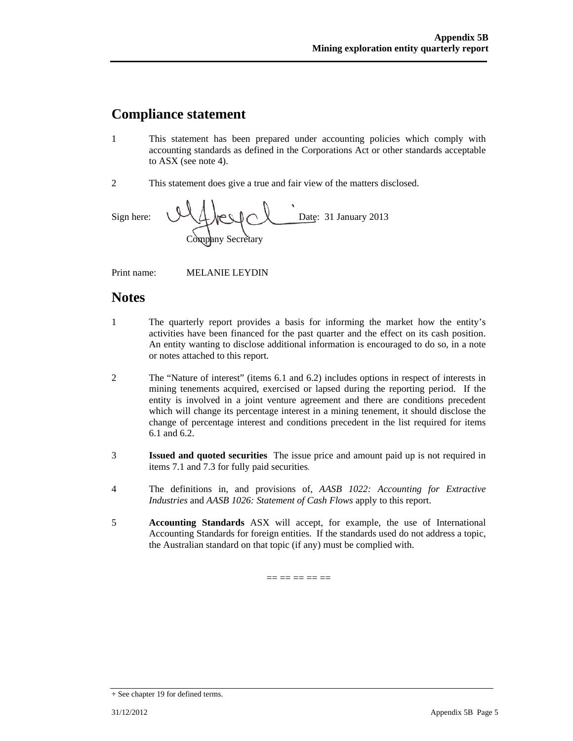## Compliance statement

1 This statement has been prepared under accounting policies which comply with accounting standards as defined in the Corporations Act or other standards acceptable to ASX (see note 4).

2 This statement does give a true and fair view of the matters disclosed.

Sign here: ............................................ Date: 31 January 2013
Company Secretary

Print name: MELANIE LEYDIN

## Notes

1 The quarterly report provides a basis for informing the market how the entity's activities have been financed for the past quarter and the effect on its cash position. An entity wanting to disclose additional information is encouraged to do so, in a note or notes attached to this report.

2 The "Nature of interest" (items 6.1 and 6.2) includes options in respect of interests in mining tenements acquired, exercised or lapsed during the reporting period. If the entity is involved in a joint venture agreement and there are conditions precedent which will change its percentage interest in a mining tenement, it should disclose the change of percentage interest and conditions precedent in the list required for items 6.1 and 6.2.

3 **Issued and quoted securities** The issue price and amount paid up is not required in items 7.1 and 7.3 for fully paid securities.

4 The definitions in, and provisions of, *AASB 1022: Accounting for Extractive Industries* and *AASB 1026: Statement of Cash Flows* apply to this report.

5 **Accounting Standards** ASX will accept, for example, the use of International Accounting Standards for foreign entities. If the standards used do not address a topic, the Australian standard on that topic (if any) must be complied with.

== == == == ==